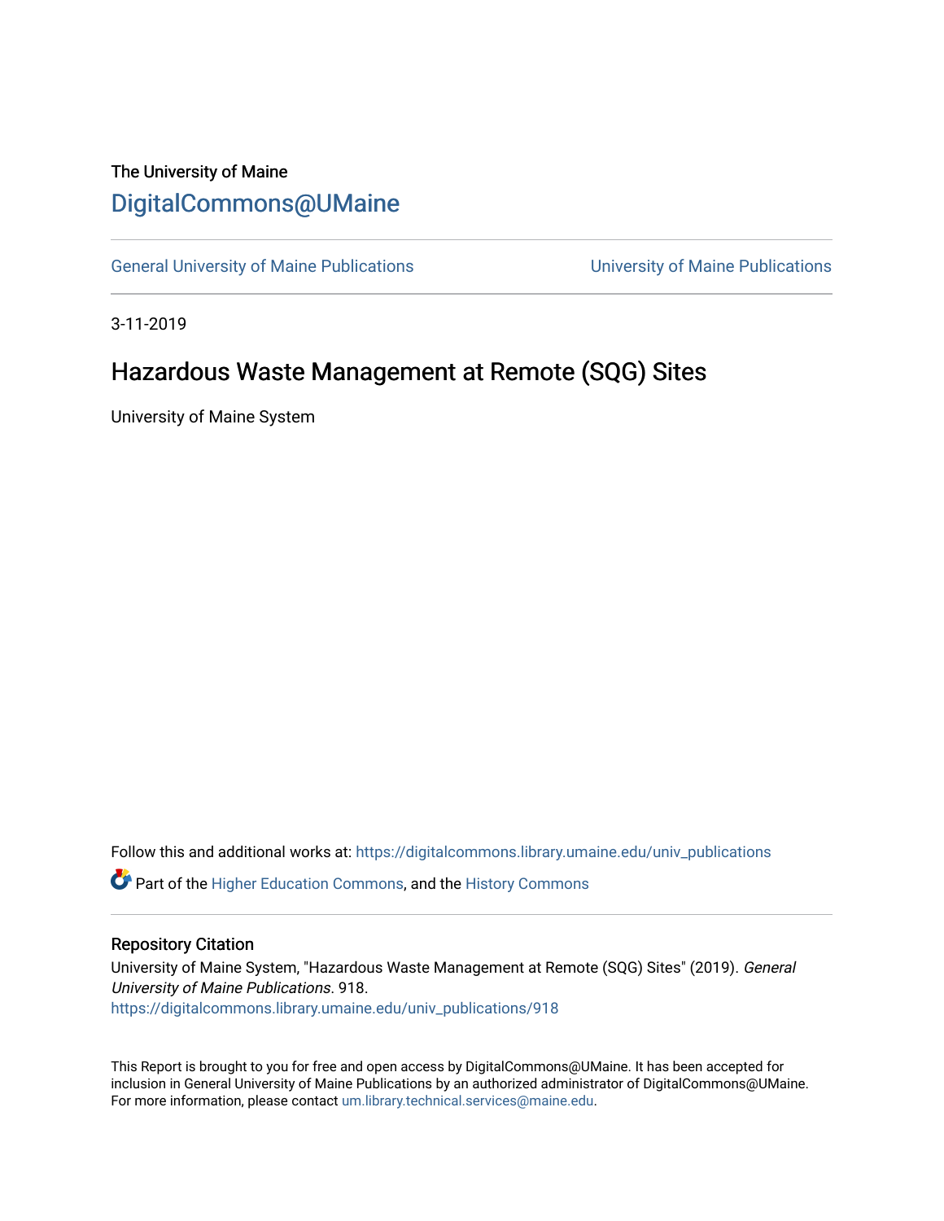The University of Maine

DigitalCommons@UMaine

General University of Maine Publications | University of Maine Publications

3-11-2019

# Hazardous Waste Management at Remote (SQG) Sites

University of Maine System

Follow this and additional works at: https://digitalcommons.library.umaine.edu/univ_publications

Part of the Higher Education Commons, and the History Commons

## Repository Citation

University of Maine System, "Hazardous Waste Management at Remote (SQG) Sites" (2019). *General University of Maine Publications*. 918.
https://digitalcommons.library.umaine.edu/univ_publications/918

This Report is brought to you for free and open access by DigitalCommons@UMaine. It has been accepted for inclusion in General University of Maine Publications by an authorized administrator of DigitalCommons@UMaine. For more information, please contact um.library.technical.services@maine.edu.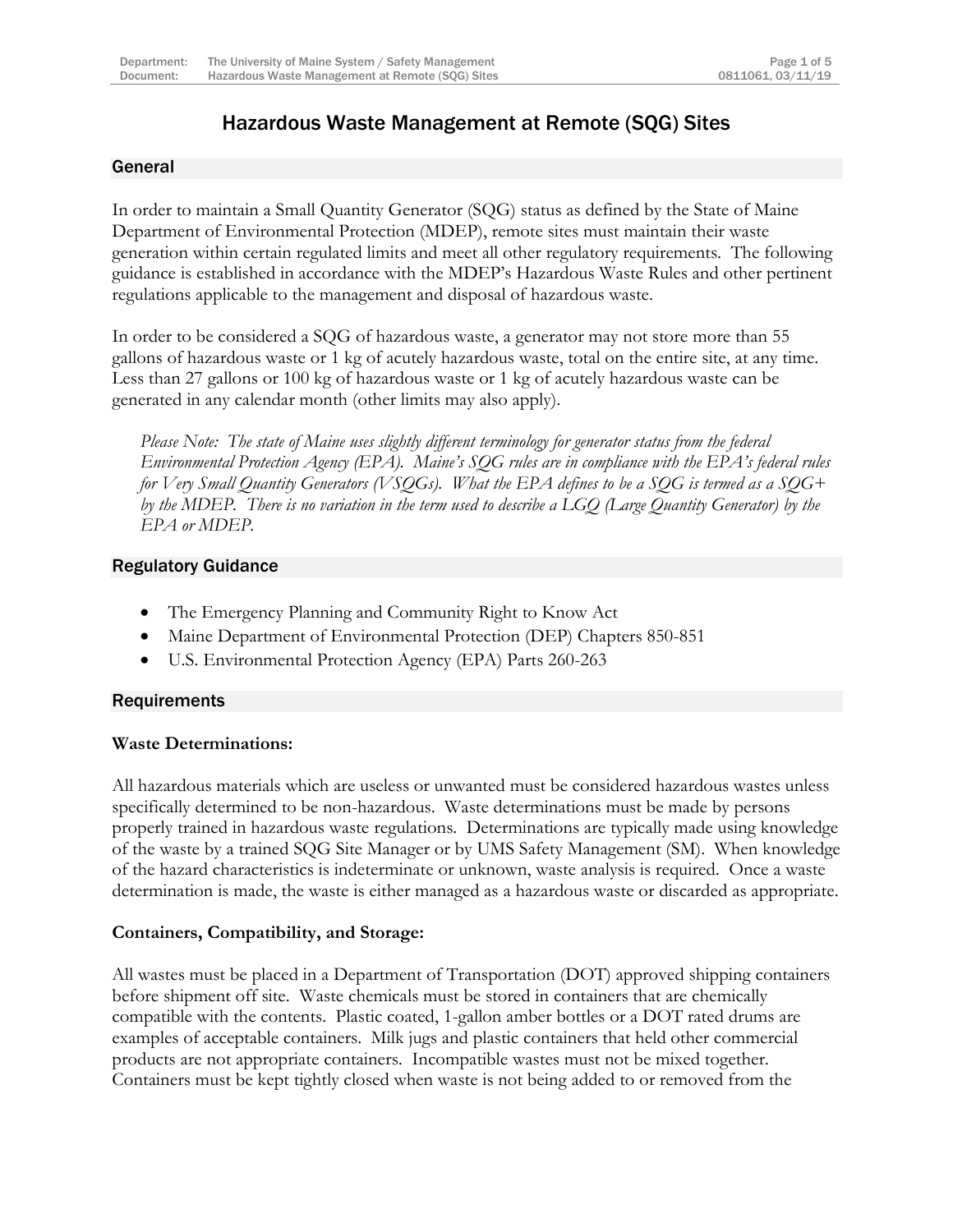# Hazardous Waste Management at Remote (SQG) Sites

## General

In order to maintain a Small Quantity Generator (SQG) status as defined by the State of Maine Department of Environmental Protection (MDEP), remote sites must maintain their waste generation within certain regulated limits and meet all other regulatory requirements. The following guidance is established in accordance with the MDEP's Hazardous Waste Rules and other pertinent regulations applicable to the management and disposal of hazardous waste.

In order to be considered a SQG of hazardous waste, a generator may not store more than 55 gallons of hazardous waste or 1 kg of acutely hazardous waste, total on the entire site, at any time. Less than 27 gallons or 100 kg of hazardous waste or 1 kg of acutely hazardous waste can be generated in any calendar month (other limits may also apply).

> *Please Note: The state of Maine uses slightly different terminology for generator status from the federal Environmental Protection Agency (EPA). Maine's SQG rules are in compliance with the EPA's federal rules for Very Small Quantity Generators (VSQGs). What the EPA defines to be a SQG is termed as a SQG+ by the MDEP. There is no variation in the term used to describe a LGQ (Large Quantity Generator) by the EPA or MDEP.*

## Regulatory Guidance

- The Emergency Planning and Community Right to Know Act
- Maine Department of Environmental Protection (DEP) Chapters 850-851
- U.S. Environmental Protection Agency (EPA) Parts 260-263

## Requirements

**Waste Determinations:**

All hazardous materials which are useless or unwanted must be considered hazardous wastes unless specifically determined to be non-hazardous. Waste determinations must be made by persons properly trained in hazardous waste regulations. Determinations are typically made using knowledge of the waste by a trained SQG Site Manager or by UMS Safety Management (SM). When knowledge of the hazard characteristics is indeterminate or unknown, waste analysis is required. Once a waste determination is made, the waste is either managed as a hazardous waste or discarded as appropriate.

**Containers, Compatibility, and Storage:**

All wastes must be placed in a Department of Transportation (DOT) approved shipping containers before shipment off site. Waste chemicals must be stored in containers that are chemically compatible with the contents. Plastic coated, 1-gallon amber bottles or a DOT rated drums are examples of acceptable containers. Milk jugs and plastic containers that held other commercial products are not appropriate containers. Incompatible wastes must not be mixed together. Containers must be kept tightly closed when waste is not being added to or removed from the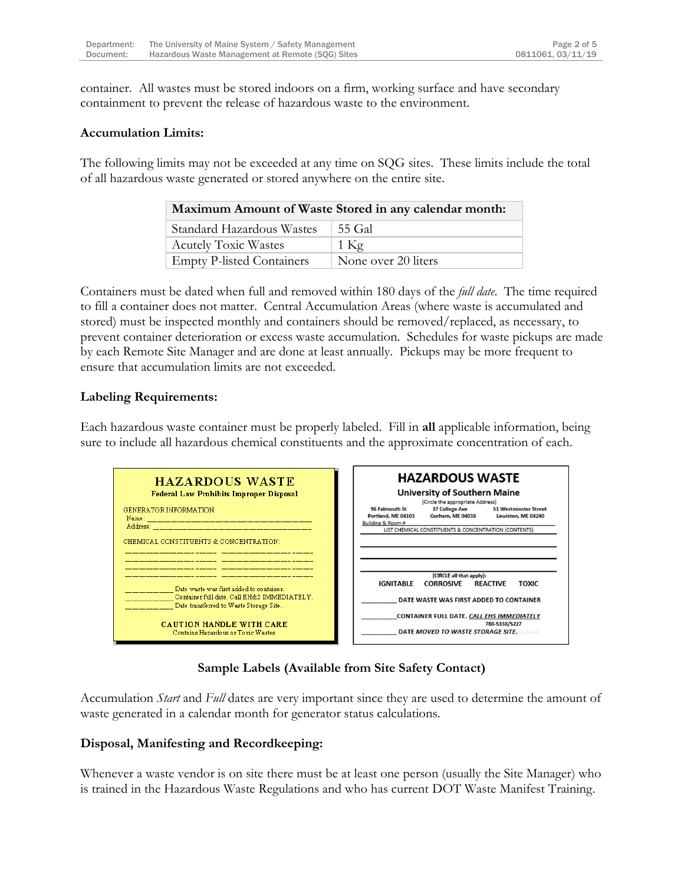container. All wastes must be stored indoors on a firm, working surface and have secondary containment to prevent the release of hazardous waste to the environment.

**Accumulation Limits:**

The following limits may not be exceeded at any time on SQG sites. These limits include the total of all hazardous waste generated or stored anywhere on the entire site.

| Maximum Amount of Waste Stored in any calendar month: | |
|---|---|
| Standard Hazardous Wastes | 55 Gal |
| Acutely Toxic Wastes | 1 Kg |
| Empty P-listed Containers | None over 20 liters |

Containers must be dated when full and removed within 180 days of the *full date*. The time required to fill a container does not matter. Central Accumulation Areas (where waste is accumulated and stored) must be inspected monthly and containers should be removed/replaced, as necessary, to prevent container deterioration or excess waste accumulation. Schedules for waste pickups are made by each Remote Site Manager and are done at least annually. Pickups may be more frequent to ensure that accumulation limits are not exceeded.

**Labeling Requirements:**

Each hazardous waste container must be properly labeled. Fill in **all** applicable information, being sure to include all hazardous chemical constituents and the approximate concentration of each.

HAZARDOUS WASTE
Federal Law Prohibits Improper Disposal

GENERATOR INFORMATION:
Name: ______________________________
Address: ______________________________

CHEMICAL CONSTITUENTS & CONCENTRATION:
______________ ____ ______________ ____
______________ ____ ______________ ____
______________ ____ ______________ ____
______________ ____ ______________ ____

__________ Date waste was first added to container.
__________ Container full date. Call EH&S IMMEDIATELY.
__________ Date transferred to Waste Storage Site.

CAUTION HANDLE WITH CARE
Contains Hazardous or Toxic Wastes

HAZARDOUS WASTE
University of Southern Maine
(Circle the appropriate Address)
96 Falmouth St, Portland, ME 04103 | 37 College Ave, Gorham, ME 04038 | 51 Westminster Street, Lewiston, ME 04240
Building & Room # ______________________________
LIST CHEMICAL CONSTITUENTS & CONCENTRATION (CONTENTS)
______________________________
______________________________
______________________________
(CIRCLE all that apply):
IGNITABLE CORROSIVE REACTIVE TOXIC
__________ DATE WASTE WAS FIRST ADDED TO CONTAINER
__________ CONTAINER FULL DATE. *CALL EHS IMMEDIATELY* 780-5338/5227
__________ DATE *MOVED TO WASTE STORAGE SITE.*

**Sample Labels (Available from Site Safety Contact)**

Accumulation *Start* and *Full* dates are very important since they are used to determine the amount of waste generated in a calendar month for generator status calculations.

**Disposal, Manifesting and Recordkeeping:**

Whenever a waste vendor is on site there must be at least one person (usually the Site Manager) who is trained in the Hazardous Waste Regulations and who has current DOT Waste Manifest Training.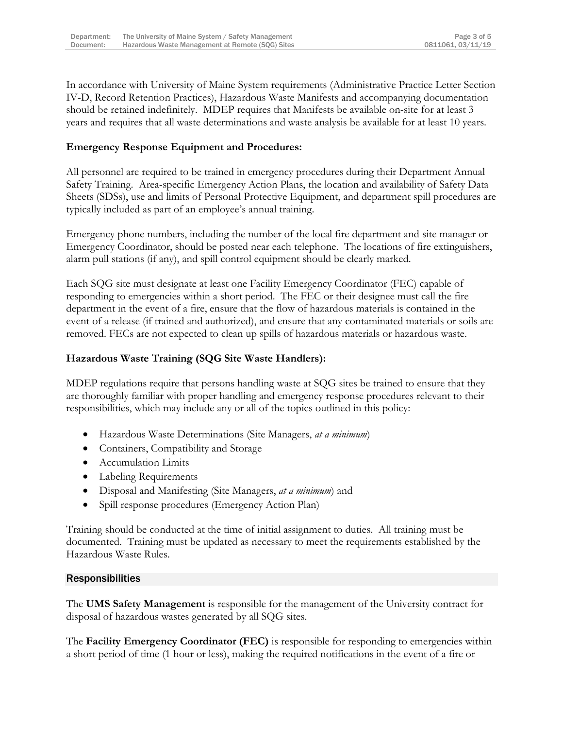In accordance with University of Maine System requirements (Administrative Practice Letter Section IV-D, Record Retention Practices), Hazardous Waste Manifests and accompanying documentation should be retained indefinitely. MDEP requires that Manifests be available on-site for at least 3 years and requires that all waste determinations and waste analysis be available for at least 10 years.

**Emergency Response Equipment and Procedures:**

All personnel are required to be trained in emergency procedures during their Department Annual Safety Training. Area-specific Emergency Action Plans, the location and availability of Safety Data Sheets (SDSs), use and limits of Personal Protective Equipment, and department spill procedures are typically included as part of an employee's annual training.

Emergency phone numbers, including the number of the local fire department and site manager or Emergency Coordinator, should be posted near each telephone. The locations of fire extinguishers, alarm pull stations (if any), and spill control equipment should be clearly marked.

Each SQG site must designate at least one Facility Emergency Coordinator (FEC) capable of responding to emergencies within a short period. The FEC or their designee must call the fire department in the event of a fire, ensure that the flow of hazardous materials is contained in the event of a release (if trained and authorized), and ensure that any contaminated materials or soils are removed. FECs are not expected to clean up spills of hazardous materials or hazardous waste.

**Hazardous Waste Training (SQG Site Waste Handlers):**

MDEP regulations require that persons handling waste at SQG sites be trained to ensure that they are thoroughly familiar with proper handling and emergency response procedures relevant to their responsibilities, which may include any or all of the topics outlined in this policy:

- Hazardous Waste Determinations (Site Managers, *at a minimum*)
- Containers, Compatibility and Storage
- Accumulation Limits
- Labeling Requirements
- Disposal and Manifesting (Site Managers, *at a minimum*) and
- Spill response procedures (Emergency Action Plan)

Training should be conducted at the time of initial assignment to duties. All training must be documented. Training must be updated as necessary to meet the requirements established by the Hazardous Waste Rules.

## Responsibilities

The **UMS Safety Management** is responsible for the management of the University contract for disposal of hazardous wastes generated by all SQG sites.

The **Facility Emergency Coordinator (FEC)** is responsible for responding to emergencies within a short period of time (1 hour or less), making the required notifications in the event of a fire or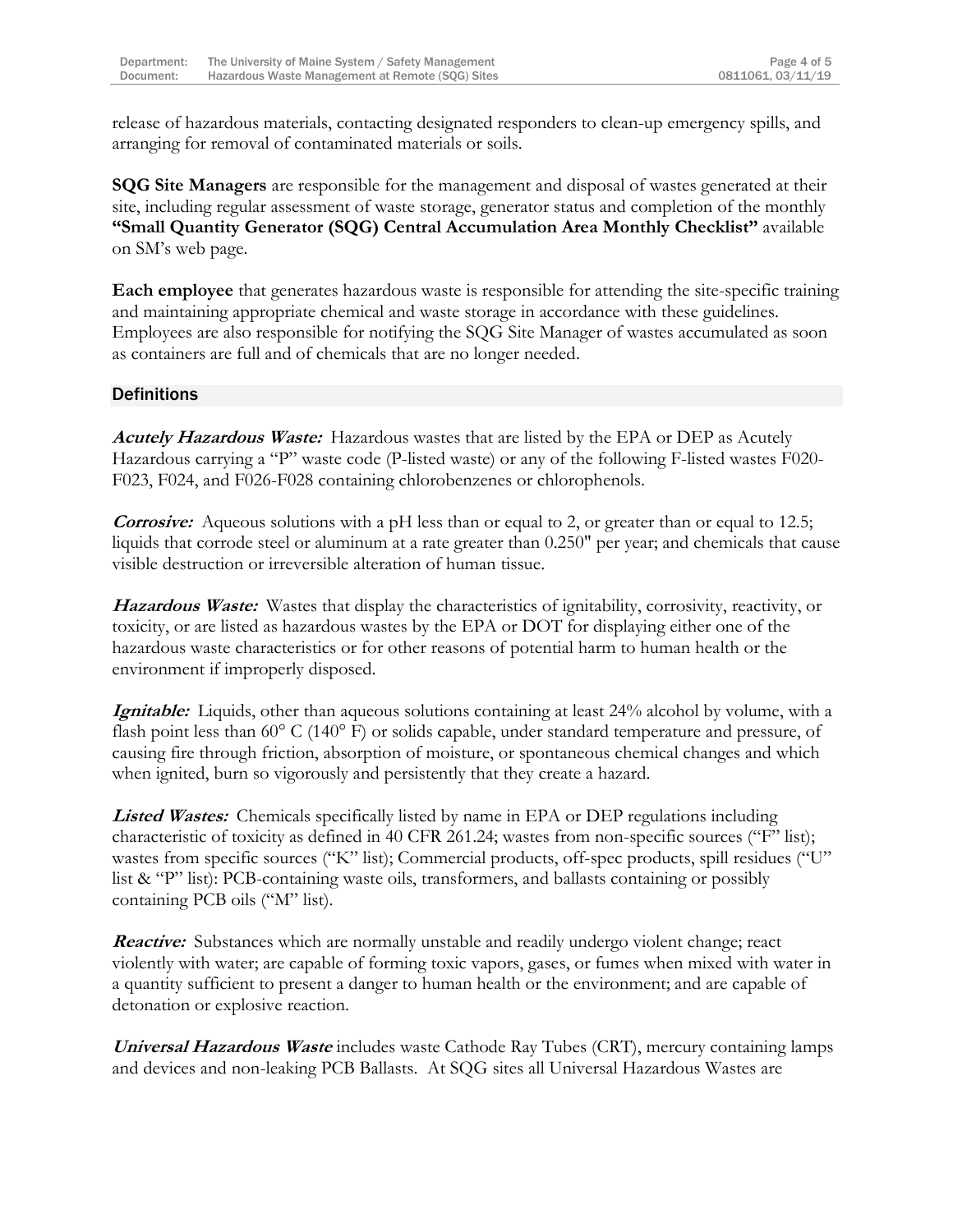release of hazardous materials, contacting designated responders to clean-up emergency spills, and arranging for removal of contaminated materials or soils.

**SQG Site Managers** are responsible for the management and disposal of wastes generated at their site, including regular assessment of waste storage, generator status and completion of the monthly **"Small Quantity Generator (SQG) Central Accumulation Area Monthly Checklist"** available on SM's web page.

**Each employee** that generates hazardous waste is responsible for attending the site-specific training and maintaining appropriate chemical and waste storage in accordance with these guidelines. Employees are also responsible for notifying the SQG Site Manager of wastes accumulated as soon as containers are full and of chemicals that are no longer needed.

## Definitions

***Acutely Hazardous Waste:*** Hazardous wastes that are listed by the EPA or DEP as Acutely Hazardous carrying a "P" waste code (P-listed waste) or any of the following F-listed wastes F020-F023, F024, and F026-F028 containing chlorobenzenes or chlorophenols.

***Corrosive:*** Aqueous solutions with a pH less than or equal to 2, or greater than or equal to 12.5; liquids that corrode steel or aluminum at a rate greater than 0.250" per year; and chemicals that cause visible destruction or irreversible alteration of human tissue.

***Hazardous Waste:*** Wastes that display the characteristics of ignitability, corrosivity, reactivity, or toxicity, or are listed as hazardous wastes by the EPA or DOT for displaying either one of the hazardous waste characteristics or for other reasons of potential harm to human health or the environment if improperly disposed.

***Ignitable:*** Liquids, other than aqueous solutions containing at least 24% alcohol by volume, with a flash point less than 60° C (140° F) or solids capable, under standard temperature and pressure, of causing fire through friction, absorption of moisture, or spontaneous chemical changes and which when ignited, burn so vigorously and persistently that they create a hazard.

***Listed Wastes:*** Chemicals specifically listed by name in EPA or DEP regulations including characteristic of toxicity as defined in 40 CFR 261.24; wastes from non-specific sources ("F" list); wastes from specific sources ("K" list); Commercial products, off-spec products, spill residues ("U" list & "P" list): PCB-containing waste oils, transformers, and ballasts containing or possibly containing PCB oils ("M" list).

***Reactive:*** Substances which are normally unstable and readily undergo violent change; react violently with water; are capable of forming toxic vapors, gases, or fumes when mixed with water in a quantity sufficient to present a danger to human health or the environment; and are capable of detonation or explosive reaction.

***Universal Hazardous Waste*** includes waste Cathode Ray Tubes (CRT), mercury containing lamps and devices and non-leaking PCB Ballasts. At SQG sites all Universal Hazardous Wastes are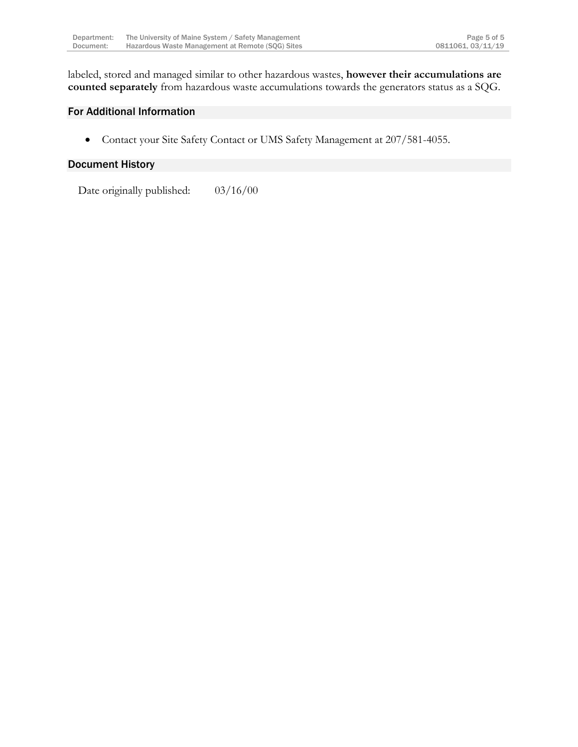labeled, stored and managed similar to other hazardous wastes, **however their accumulations are counted separately** from hazardous waste accumulations towards the generators status as a SQG.

## For Additional Information

- Contact your Site Safety Contact or UMS Safety Management at 207/581-4055.

## Document History

Date originally published: 03/16/00